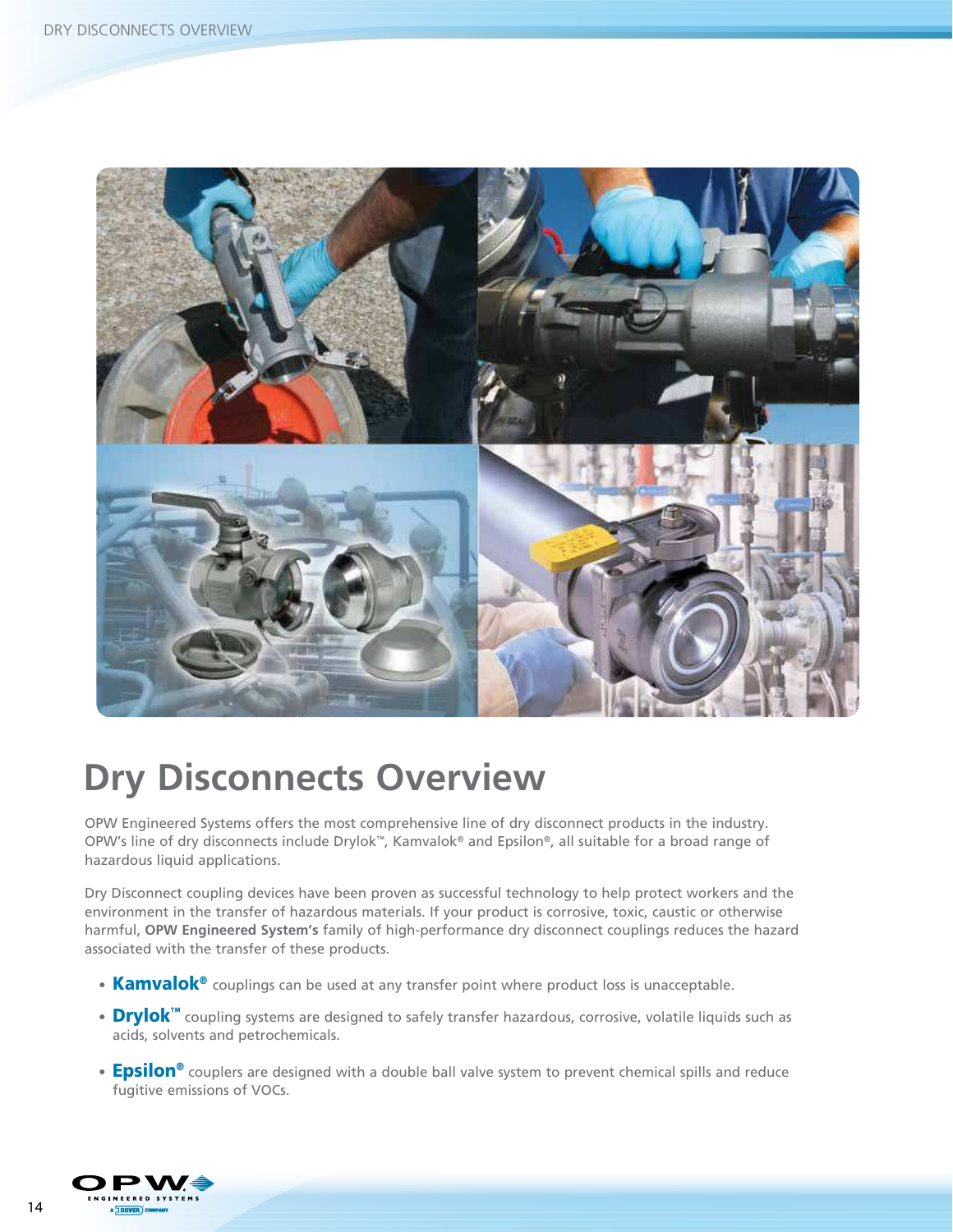# Dry Disconnects Overview

OPW Engineered Systems offers the most comprehensive line of dry disconnect products in the industry. OPW's line of dry disconnects include Drylok™, Kamvalok® and Epsilon®, all suitable for a broad range of hazardous liquid applications.

Dry Disconnect coupling devices have been proven as successful technology to help protect workers and the environment in the transfer of hazardous materials. If your product is corrosive, toxic, caustic or otherwise harmful, **OPW Engineered System's** family of high-performance dry disconnect couplings reduces the hazard associated with the transfer of these products.

- **Kamvalok®** couplings can be used at any transfer point where product loss is unacceptable.
- **Drylok™** coupling systems are designed to safely transfer hazardous, corrosive, volatile liquids such as acids, solvents and petrochemicals.
- **Epsilon®** couplers are designed with a double ball valve system to prevent chemical spills and reduce fugitive emissions of VOCs.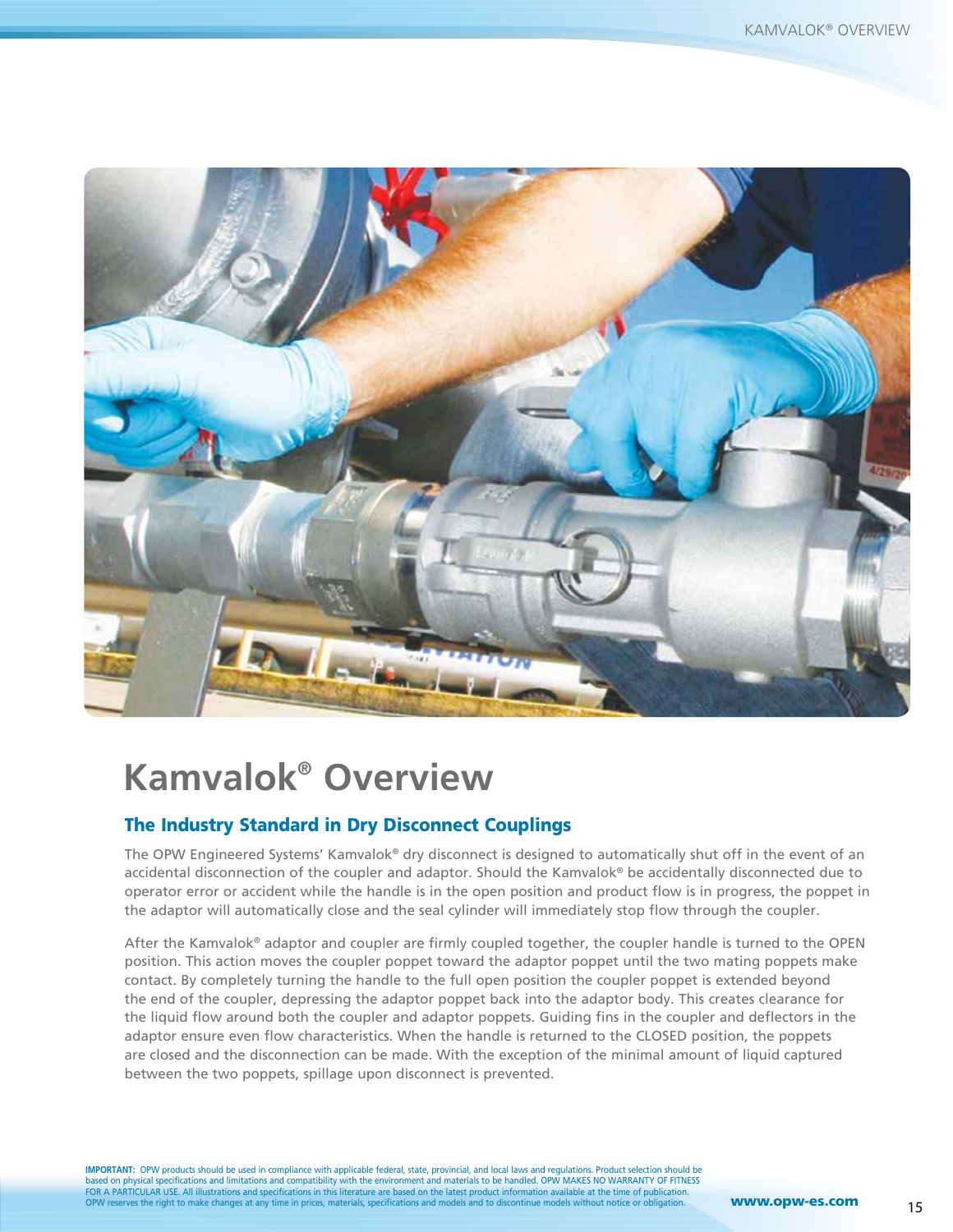# Kamvalok® Overview

## The Industry Standard in Dry Disconnect Couplings

The OPW Engineered Systems' Kamvalok® dry disconnect is designed to automatically shut off in the event of an accidental disconnection of the coupler and adaptor. Should the Kamvalok® be accidentally disconnected due to operator error or accident while the handle is in the open position and product flow is in progress, the poppet in the adaptor will automatically close and the seal cylinder will immediately stop flow through the coupler.

After the Kamvalok® adaptor and coupler are firmly coupled together, the coupler handle is turned to the OPEN position. This action moves the coupler poppet toward the adaptor poppet until the two mating poppets make contact. By completely turning the handle to the full open position the coupler poppet is extended beyond the end of the coupler, depressing the adaptor poppet back into the adaptor body. This creates clearance for the liquid flow around both the coupler and adaptor poppets. Guiding fins in the coupler and deflectors in the adaptor ensure even flow characteristics. When the handle is returned to the CLOSED position, the poppets are closed and the disconnection can be made. With the exception of the minimal amount of liquid captured between the two poppets, spillage upon disconnect is prevented.

**IMPORTANT:** OPW products should be used in compliance with applicable federal, state, provincial, and local laws and regulations. Product selection should be based on physical specifications and limitations and compatibility with the environment and materials to be handled. OPW MAKES NO WARRANTY OF FITNESS FOR A PARTICULAR USE. All illustrations and specifications in this literature are based on the latest product information available at the time of publication. OPW reserves the right to make changes at any time in prices, materials, specifications and models and to discontinue models without notice or obligation.

**www.opw-es.com**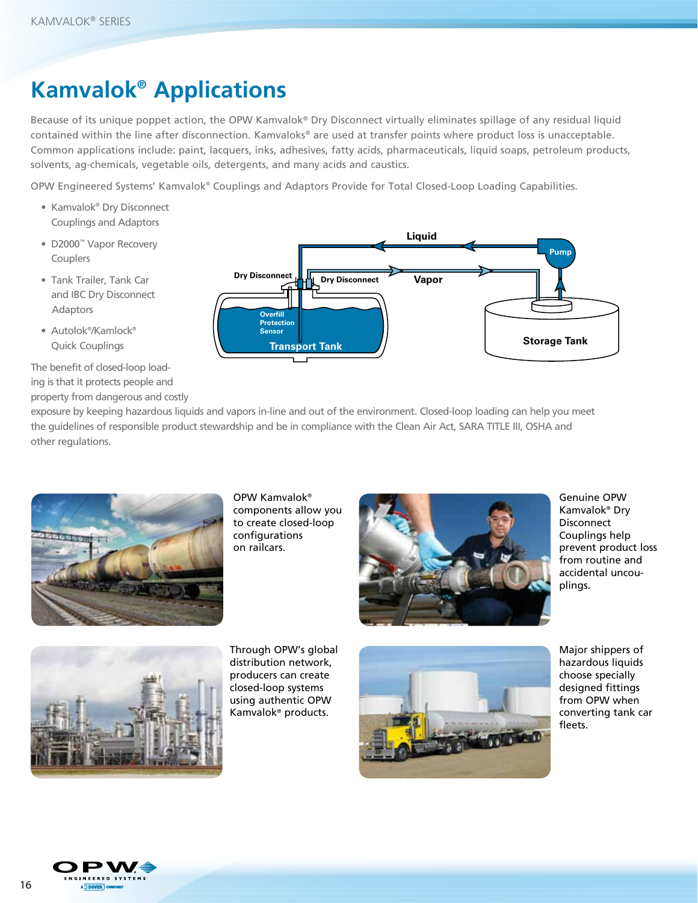# Kamvalok® Applications

Because of its unique poppet action, the OPW Kamvalok® Dry Disconnect virtually eliminates spillage of any residual liquid contained within the line after disconnection. Kamvaloks® are used at transfer points where product loss is unacceptable. Common applications include: paint, lacquers, inks, adhesives, fatty acids, pharmaceuticals, liquid soaps, petroleum products, solvents, ag-chemicals, vegetable oils, detergents, and many acids and caustics.

OPW Engineered Systems' Kamvalok® Couplings and Adaptors Provide for Total Closed-Loop Loading Capabilities.

- Kamvalok® Dry Disconnect Couplings and Adaptors
- D2000™ Vapor Recovery Couplers
- Tank Trailer, Tank Car and IBC Dry Disconnect Adaptors
- Autolok®/Kamlock® Quick Couplings

The benefit of closed-loop loading is that it protects people and property from dangerous and costly exposure by keeping hazardous liquids and vapors in-line and out of the environment. Closed-loop loading can help you meet the guidelines of responsible product stewardship and be in compliance with the Clean Air Act, SARA TITLE III, OSHA and other regulations.

OPW Kamvalok® components allow you to create closed-loop configurations on railcars.

Genuine OPW Kamvalok® Dry Disconnect Couplings help prevent product loss from routine and accidental uncouplings.

Through OPW's global distribution network, producers can create closed-loop systems using authentic OPW Kamvalok® products.

Major shippers of hazardous liquids choose specially designed fittings from OPW when converting tank car fleets.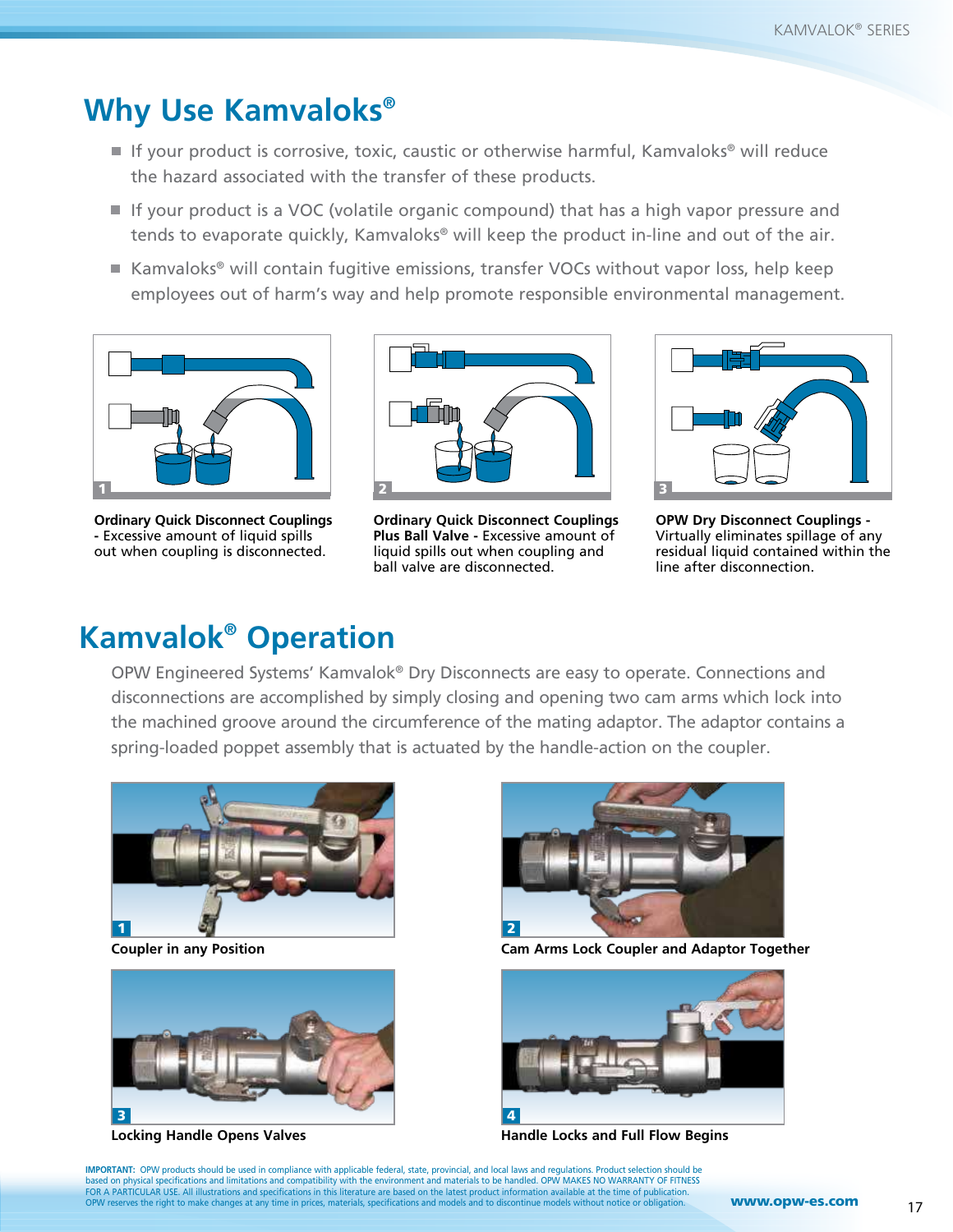# Why Use Kamvaloks®

- If your product is corrosive, toxic, caustic or otherwise harmful, Kamvaloks® will reduce the hazard associated with the transfer of these products.
- If your product is a VOC (volatile organic compound) that has a high vapor pressure and tends to evaporate quickly, Kamvaloks® will keep the product in-line and out of the air.
- Kamvaloks® will contain fugitive emissions, transfer VOCs without vapor loss, help keep employees out of harm's way and help promote responsible environmental management.

**Ordinary Quick Disconnect Couplings -** Excessive amount of liquid spills out when coupling is disconnected.

**Ordinary Quick Disconnect Couplings Plus Ball Valve -** Excessive amount of liquid spills out when coupling and ball valve are disconnected.

**OPW Dry Disconnect Couplings -** Virtually eliminates spillage of any residual liquid contained within the line after disconnection.

# Kamvalok® Operation

OPW Engineered Systems' Kamvalok® Dry Disconnects are easy to operate. Connections and disconnections are accomplished by simply closing and opening two cam arms which lock into the machined groove around the circumference of the mating adaptor. The adaptor contains a spring-loaded poppet assembly that is actuated by the handle-action on the coupler.

**1 Coupler in any Position**

**2 Cam Arms Lock Coupler and Adaptor Together**

**3 Locking Handle Opens Valves**

**4 Handle Locks and Full Flow Begins**

**IMPORTANT:** OPW products should be used in compliance with applicable federal, state, provincial, and local laws and regulations. Product selection should be based on physical specifications and limitations and compatibility with the environment and materials to be handled. OPW MAKES NO WARRANTY OF FITNESS FOR A PARTICULAR USE. All illustrations and specifications in this literature are based on the latest product information available at the time of publication. OPW reserves the right to make changes at any time in prices, materials, specifications and models and to discontinue models without notice or obligation.

www.opw-es.com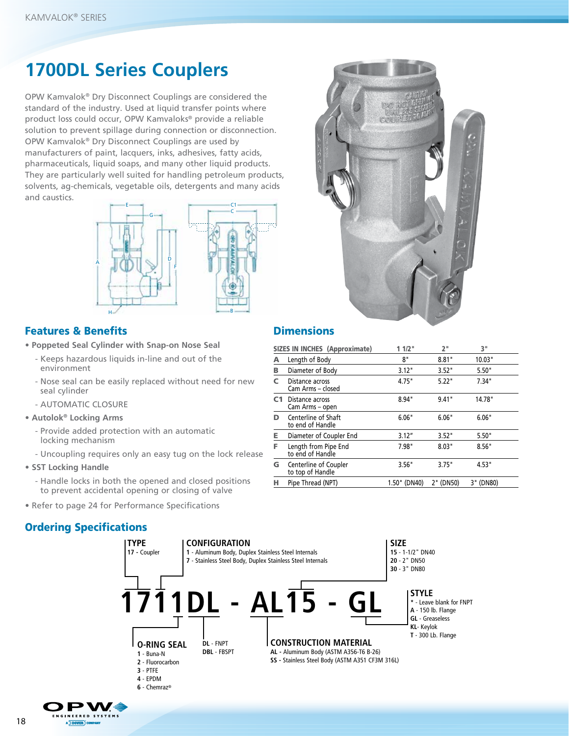# 1700DL Series Couplers

OPW Kamvalok® Dry Disconnect Couplings are considered the standard of the industry. Used at liquid transfer points where product loss could occur, OPW Kamvaloks® provide a reliable solution to prevent spillage during connection or disconnection. OPW Kamvalok® Dry Disconnect Couplings are used by manufacturers of paint, lacquers, inks, adhesives, fatty acids, pharmaceuticals, liquid soaps, and many other liquid products. They are particularly well suited for handling petroleum products, solvents, ag-chemicals, vegetable oils, detergents and many acids and caustics.

## Features & Benefits

- **Poppeted Seal Cylinder with Snap-on Nose Seal**
  - Keeps hazardous liquids in-line and out of the environment
  - Nose seal can be easily replaced without need for new seal cylinder
  - AUTOMATIC CLOSURE
- **Autolok® Locking Arms**
  - Provide added protection with an automatic locking mechanism
  - Uncoupling requires only an easy tug on the lock release
- **SST Locking Handle**
  - Handle locks in both the opened and closed positions to prevent accidental opening or closing of valve
- Refer to page 24 for Performance Specifications

## Dimensions

| | SIZES IN INCHES (Approximate) | 1 1/2" | 2" | 3" |
|---|---|---|---|---|
| A | Length of Body | 8" | 8.81" | 10.03" |
| B | Diameter of Body | 3.12" | 3.52" | 5.50" |
| C | Distance across Cam Arms – closed | 4.75" | 5.22" | 7.34" |
| C1 | Distance across Cam Arms – open | 8.94" | 9.41" | 14.78" |
| D | Centerline of Shaft to end of Handle | 6.06" | 6.06" | 6.06" |
| E | Diameter of Coupler End | 3.12" | 3.52" | 5.50" |
| F | Length from Pipe End to end of Handle | 7.98" | 8.03" | 8.56" |
| G | Centerline of Coupler to top of Handle | 3.56" | 3.75" | 4.53" |
| H | Pipe Thread (NPT) | 1.50" (DN40) | 2" (DN50) | 3" (DN80) |

## Ordering Specifications

**1711DL - AL15 - GL**

**TYPE**
- **17** - Coupler

**CONFIGURATION**
- **1** - Aluminum Body, Duplex Stainless Steel Internals
- **7** - Stainless Steel Body, Duplex Stainless Steel Internals

**SIZE**
- **15** - 1-1/2" DN40
- **20** - 2" DN50
- **30** - 3" DN80

**STYLE**
- **\*** - Leave blank for FNPT
- **A** - 150 lb. Flange
- **GL** - Greaseless
- **KL**- Keylok
- **T** - 300 Lb. Flange

**O-RING SEAL**
- **1** - Buna-N
- **2** - Fluorocarbon
- **3** - PTFE
- **4** - EPDM
- **6** - Chemraz®

- **DL** - FNPT
- **DBL** - FBSPT

**CONSTRUCTION MATERIAL**
- **AL** - Aluminum Body (ASTM A356-T6 B-26)
- **SS** - Stainless Steel Body (ASTM A351 CF3M 316L)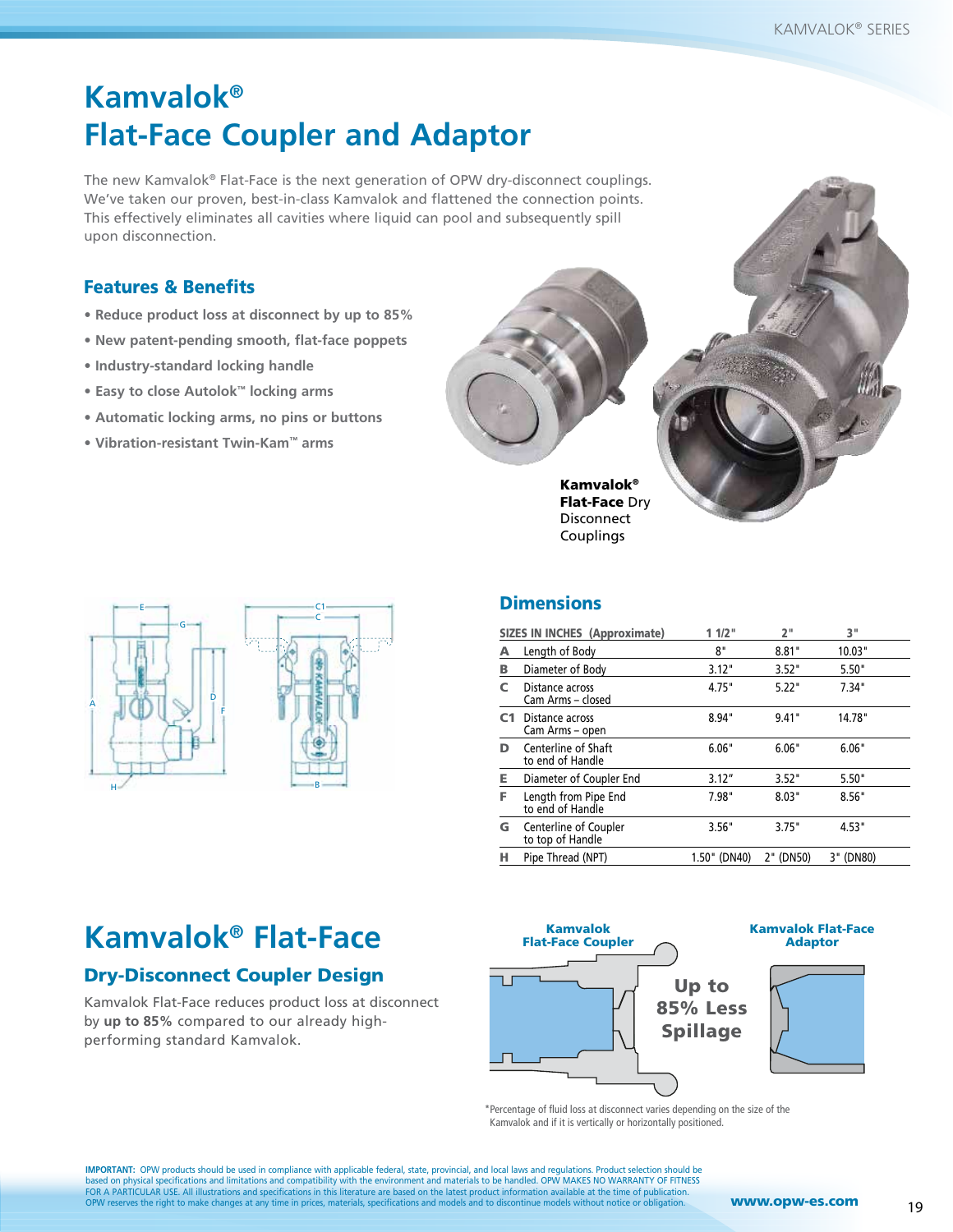# Kamvalok®
# Flat-Face Coupler and Adaptor

The new Kamvalok® Flat-Face is the next generation of OPW dry-disconnect couplings. We've taken our proven, best-in-class Kamvalok and flattened the connection points. This effectively eliminates all cavities where liquid can pool and subsequently spill upon disconnection.

## Features & Benefits

- **Reduce product loss at disconnect by up to 85%**
- **New patent-pending smooth, flat-face poppets**
- **Industry-standard locking handle**
- **Easy to close Autolok™ locking arms**
- **Automatic locking arms, no pins or buttons**
- **Vibration-resistant Twin-Kam™ arms**

**Kamvalok® Flat-Face** Dry Disconnect Couplings

## Dimensions

| SIZES IN INCHES (Approximate) | | 1 1/2" | 2" | 3" |
|---|---|---|---|---|
| A | Length of Body | 8" | 8.81" | 10.03" |
| B | Diameter of Body | 3.12" | 3.52" | 5.50" |
| C | Distance across Cam Arms – closed | 4.75" | 5.22" | 7.34" |
| C1 | Distance across Cam Arms – open | 8.94" | 9.41" | 14.78" |
| D | Centerline of Shaft to end of Handle | 6.06" | 6.06" | 6.06" |
| E | Diameter of Coupler End | 3.12" | 3.52" | 5.50" |
| F | Length from Pipe End to end of Handle | 7.98" | 8.03" | 8.56" |
| G | Centerline of Coupler to top of Handle | 3.56" | 3.75" | 4.53" |
| H | Pipe Thread (NPT) | 1.50" (DN40) | 2" (DN50) | 3" (DN80) |

# Kamvalok® Flat-Face

## Dry-Disconnect Coupler Design

Kamvalok Flat-Face reduces product loss at disconnect by **up to 85%** compared to our already high-performing standard Kamvalok.

**Kamvalok Flat-Face Coupler** | **Kamvalok Flat-Face Adaptor**

**Up to 85% Less Spillage**

*Percentage of fluid loss at disconnect varies depending on the size of the Kamvalok and if it is vertically or horizontally positioned.

**IMPORTANT:** OPW products should be used in compliance with applicable federal, state, provincial, and local laws and regulations. Product selection should be based on physical specifications and limitations and compatibility with the environment and materials to be handled. OPW MAKES NO WARRANTY OF FITNESS FOR A PARTICULAR USE. All illustrations and specifications in this literature are based on the latest product information available at the time of publication. OPW reserves the right to make changes at any time in prices, materials, specifications and models and to discontinue models without notice or obligation.

**www.opw-es.com**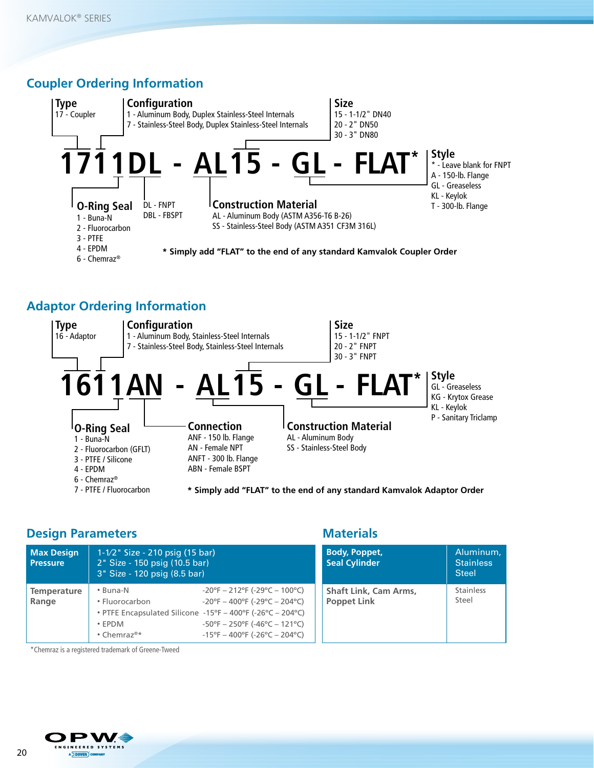## Coupler Ordering Information

**1711DL - AL15 - GL - FLAT***

**Type**
17 - Coupler

**Configuration**
1 - Aluminum Body, Duplex Stainless-Steel Internals
7 - Stainless-Steel Body, Duplex Stainless-Steel Internals

**Size**
15 - 1-1/2" DN40
20 - 2" DN50
30 - 3" DN80

**Style**
* - Leave blank for FNPT
A - 150-lb. Flange
GL - Greaseless
KL - Keylok
T - 300-lb. Flange

**O-Ring Seal**
1 - Buna-N
2 - Fluorocarbon
3 - PTFE
4 - EPDM
6 - Chemraz®

DL - FNPT
DBL - FBSPT

**Construction Material**
AL - Aluminum Body (ASTM A356-T6 B-26)
SS - Stainless-Steel Body (ASTM A351 CF3M 316L)

**\* Simply add "FLAT" to the end of any standard Kamvalok Coupler Order**

## Adaptor Ordering Information

**1611AN - AL15 - GL - FLAT***

**Type**
16 - Adaptor

**Configuration**
1 - Aluminum Body, Stainless-Steel Internals
7 - Stainless-Steel Body, Stainless-Steel Internals

**Size**
15 - 1-1/2" FNPT
20 - 2" FNPT
30 - 3" FNPT

**Style**
GL - Greaseless
KG - Krytox Grease
KL - Keylok
P - Sanitary Triclamp

**O-Ring Seal**
1 - Buna-N
2 - Fluorocarbon (GFLT)
3 - PTFE / Silicone
4 - EPDM
6 - Chemraz®
7 - PTFE / Fluorocarbon

**Connection**
ANF - 150 lb. Flange
AN - Female NPT
ANFT - 300 lb. Flange
ABN - Female BSPT

**Construction Material**
AL - Aluminum Body
SS - Stainless-Steel Body

**\* Simply add "FLAT" to the end of any standard Kamvalok Adaptor Order**

## Design Parameters

| | | |
|---|---|---|
| **Max Design Pressure** | 1-1/2" Size - 210 psig (15 bar)<br>2" Size - 150 psig (10.5 bar)<br>3" Size - 120 psig (8.5 bar) | |
| **Temperature Range** | • Buna-N | -20°F – 212°F (-29°C – 100°C) |
| | • Fluorocarbon | -20°F – 400°F (-29°C – 204°C) |
| | • PTFE Encapsulated Silicone | -15°F – 400°F (-26°C – 204°C) |
| | • EPDM | -50°F – 250°F (-46°C – 121°C) |
| | • Chemraz®* | -15°F – 400°F (-26°C – 204°C) |

*Chemraz is a registered trademark of Greene-Tweed

## Materials

| | |
|---|---|
| **Body, Poppet, Seal Cylinder** | Aluminum, Stainless Steel |
| **Shaft Link, Cam Arms, Poppet Link** | Stainless Steel |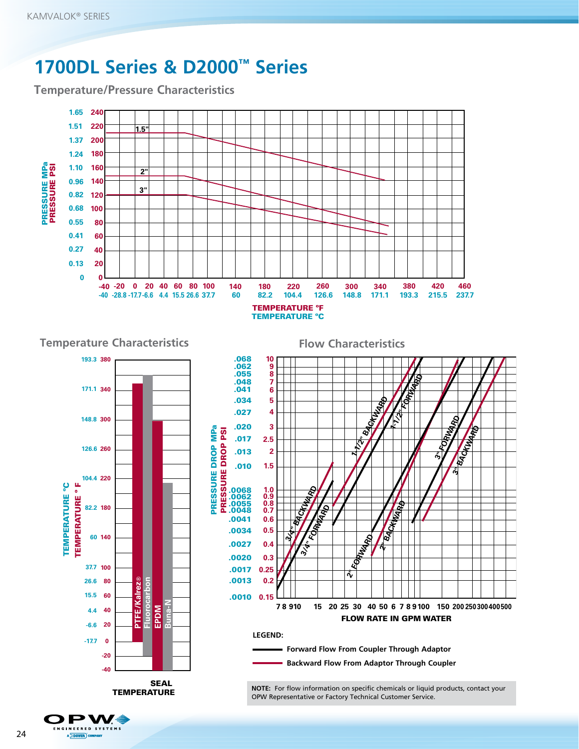# 1700DL Series & D2000™ Series

## Temperature/Pressure Characteristics

## Temperature Characteristics

## Flow Characteristics

LEGEND:

- Forward Flow From Coupler Through Adaptor
- Backward Flow From Adaptor Through Coupler

**NOTE:** For flow information on specific chemicals or liquid products, contact your OPW Representative or Factory Technical Customer Service.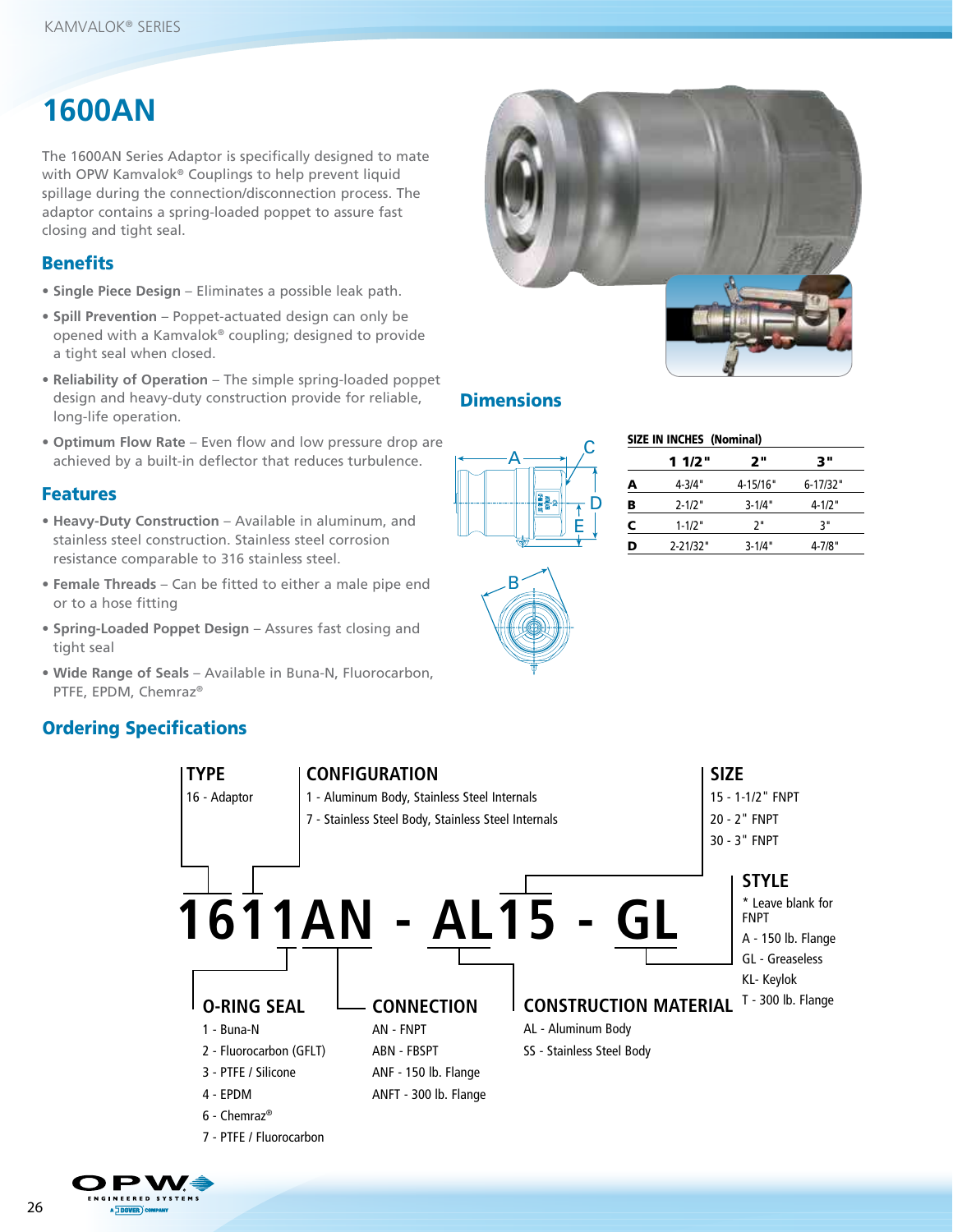# 1600AN

The 1600AN Series Adaptor is specifically designed to mate with OPW Kamvalok® Couplings to help prevent liquid spillage during the connection/disconnection process. The adaptor contains a spring-loaded poppet to assure fast closing and tight seal.

## Benefits

- **Single Piece Design** – Eliminates a possible leak path.
- **Spill Prevention** – Poppet-actuated design can only be opened with a Kamvalok® coupling; designed to provide a tight seal when closed.
- **Reliability of Operation** – The simple spring-loaded poppet design and heavy-duty construction provide for reliable, long-life operation.
- **Optimum Flow Rate** – Even flow and low pressure drop are achieved by a built-in deflector that reduces turbulence.

## Features

- **Heavy-Duty Construction** – Available in aluminum, and stainless steel construction. Stainless steel corrosion resistance comparable to 316 stainless steel.
- **Female Threads** – Can be fitted to either a male pipe end or to a hose fitting
- **Spring-Loaded Poppet Design** – Assures fast closing and tight seal
- **Wide Range of Seals** – Available in Buna-N, Fluorocarbon, PTFE, EPDM, Chemraz®

## Dimensions

**SIZE IN INCHES (Nominal)**

| | 1 1/2" | 2" | 3" |
|---|---|---|---|
| **A** | 4-3/4" | 4-15/16" | 6-17/32" |
| **B** | 2-1/2" | 3-1/4" | 4-1/2" |
| **C** | 1-1/2" | 2" | 3" |
| **D** | 2-21/32" | 3-1/4" | 4-7/8" |

## Ordering Specifications

**1611AN - AL15 - GL**

**TYPE**
- 16 - Adaptor

**CONFIGURATION**
- 1 - Aluminum Body, Stainless Steel Internals
- 7 - Stainless Steel Body, Stainless Steel Internals

**SIZE**
- 15 - 1-1/2" FNPT
- 20 - 2" FNPT
- 30 - 3" FNPT

**STYLE**
- * Leave blank for FNPT
- A - 150 lb. Flange
- GL - Greaseless
- KL- Keylok
- T - 300 lb. Flange

**O-RING SEAL**
- 1 - Buna-N
- 2 - Fluorocarbon (GFLT)
- 3 - PTFE / Silicone
- 4 - EPDM
- 6 - Chemraz®
- 7 - PTFE / Fluorocarbon

**CONNECTION**
- AN - FNPT
- ABN - FBSPT
- ANF - 150 lb. Flange
- ANFT - 300 lb. Flange

**CONSTRUCTION MATERIAL**
- AL - Aluminum Body
- SS - Stainless Steel Body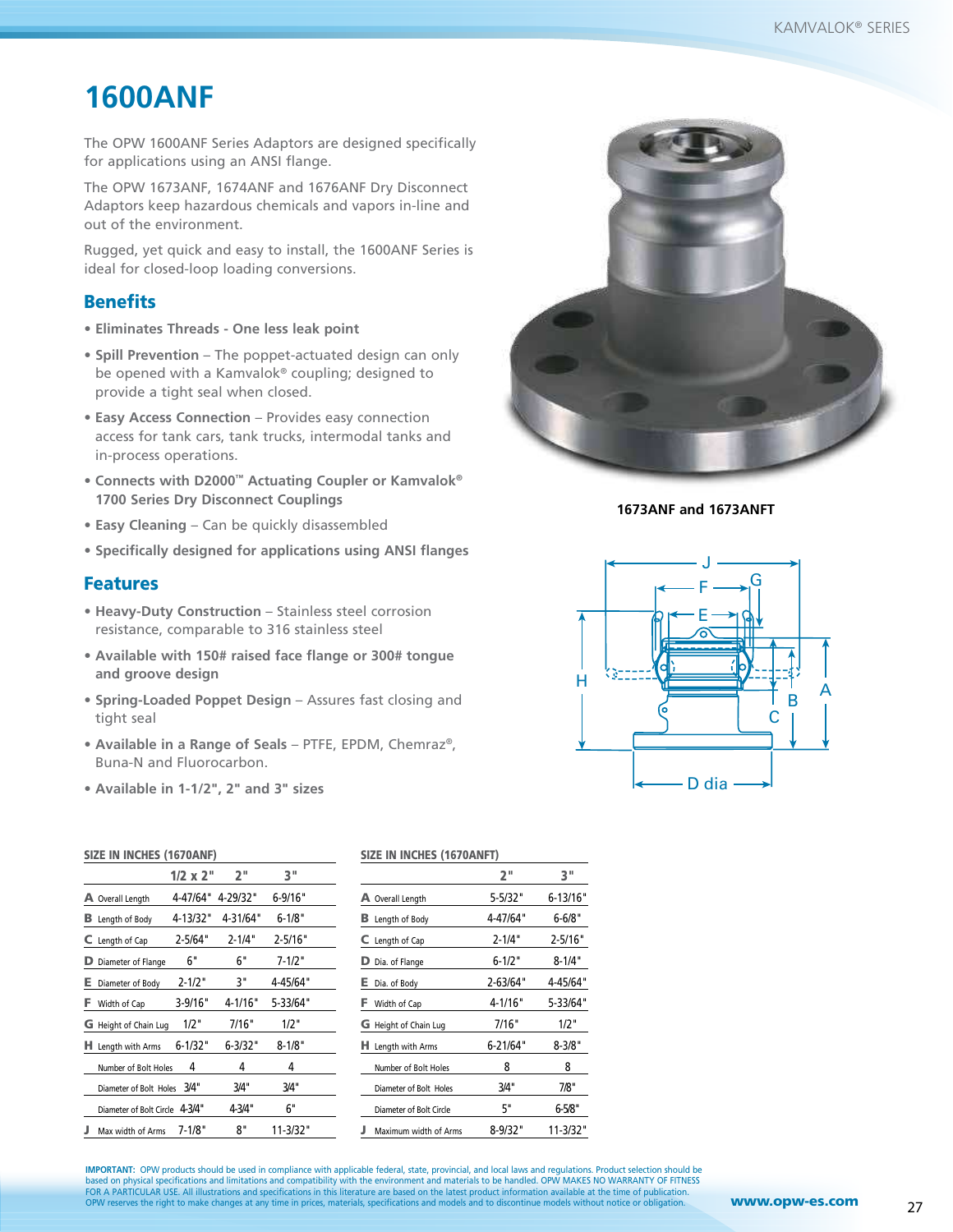# 1600ANF

The OPW 1600ANF Series Adaptors are designed specifically for applications using an ANSI flange.

The OPW 1673ANF, 1674ANF and 1676ANF Dry Disconnect Adaptors keep hazardous chemicals and vapors in-line and out of the environment.

Rugged, yet quick and easy to install, the 1600ANF Series is ideal for closed-loop loading conversions.

## Benefits

- **Eliminates Threads - One less leak point**
- **Spill Prevention** – The poppet-actuated design can only be opened with a Kamvalok® coupling; designed to provide a tight seal when closed.
- **Easy Access Connection** – Provides easy connection access for tank cars, tank trucks, intermodal tanks and in-process operations.
- **Connects with D2000™ Actuating Coupler or Kamvalok® 1700 Series Dry Disconnect Couplings**
- **Easy Cleaning** – Can be quickly disassembled
- **Specifically designed for applications using ANSI flanges**

## Features

- **Heavy-Duty Construction** – Stainless steel corrosion resistance, comparable to 316 stainless steel
- **Available with 150# raised face flange or 300# tongue and groove design**
- **Spring-Loaded Poppet Design** – Assures fast closing and tight seal
- **Available in a Range of Seals** – PTFE, EPDM, Chemraz®, Buna-N and Fluorocarbon.
- **Available in 1-1/2", 2" and 3" sizes**

**1673ANF and 1673ANFT**

J
F
G
E
H
A
B
C
D dia

**SIZE IN INCHES (1670ANF)**

| | 1/2 x 2" | 2" | 3" |
|---|---|---|---|
| **A** Overall Length | 4-47/64" | 4-29/32" | 6-9/16" |
| **B** Length of Body | 4-13/32" | 4-31/64" | 6-1/8" |
| **C** Length of Cap | 2-5/64" | 2-1/4" | 2-5/16" |
| **D** Diameter of Flange | 6" | 6" | 7-1/2" |
| **E** Diameter of Body | 2-1/2" | 3" | 4-45/64" |
| **F** Width of Cap | 3-9/16" | 4-1/16" | 5-33/64" |
| **G** Height of Chain Lug | 1/2" | 7/16" | 1/2" |
| **H** Length with Arms | 6-1/32" | 6-3/32" | 8-1/8" |
| Number of Bolt Holes | 4 | 4 | 4 |
| Diameter of Bolt Holes | 3/4" | 3/4" | 3/4" |
| Diameter of Bolt Circle | 4-3/4" | 4-3/4" | 6" |
| **J** Max width of Arms | 7-1/8" | 8" | 11-3/32" |

**SIZE IN INCHES (1670ANFT)**

| | 2" | 3" |
|---|---|---|
| **A** Overall Length | 5-5/32" | 6-13/16" |
| **B** Length of Body | 4-47/64" | 6-6/8" |
| **C** Length of Cap | 2-1/4" | 2-5/16" |
| **D** Dia. of Flange | 6-1/2" | 8-1/4" |
| **E** Dia. of Body | 2-63/64" | 4-45/64" |
| **F** Width of Cap | 4-1/16" | 5-33/64" |
| **G** Height of Chain Lug | 7/16" | 1/2" |
| **H** Length with Arms | 6-21/64" | 8-3/8" |
| Number of Bolt Holes | 8 | 8 |
| Diameter of Bolt Holes | 3/4" | 7/8" |
| Diameter of Bolt Circle | 5" | 6-5/8" |
| **J** Maximum width of Arms | 8-9/32" | 11-3/32" |

**IMPORTANT:** OPW products should be used in compliance with applicable federal, state, provincial, and local laws and regulations. Product selection should be based on physical specifications and limitations and compatibility with the environment and materials to be handled. OPW MAKES NO WARRANTY OF FITNESS FOR A PARTICULAR USE. All illustrations and specifications in this literature are based on the latest product information available at the time of publication. OPW reserves the right to make changes at any time in prices, materials, specifications and models and to discontinue models without notice or obligation.

**www.opw-es.com**